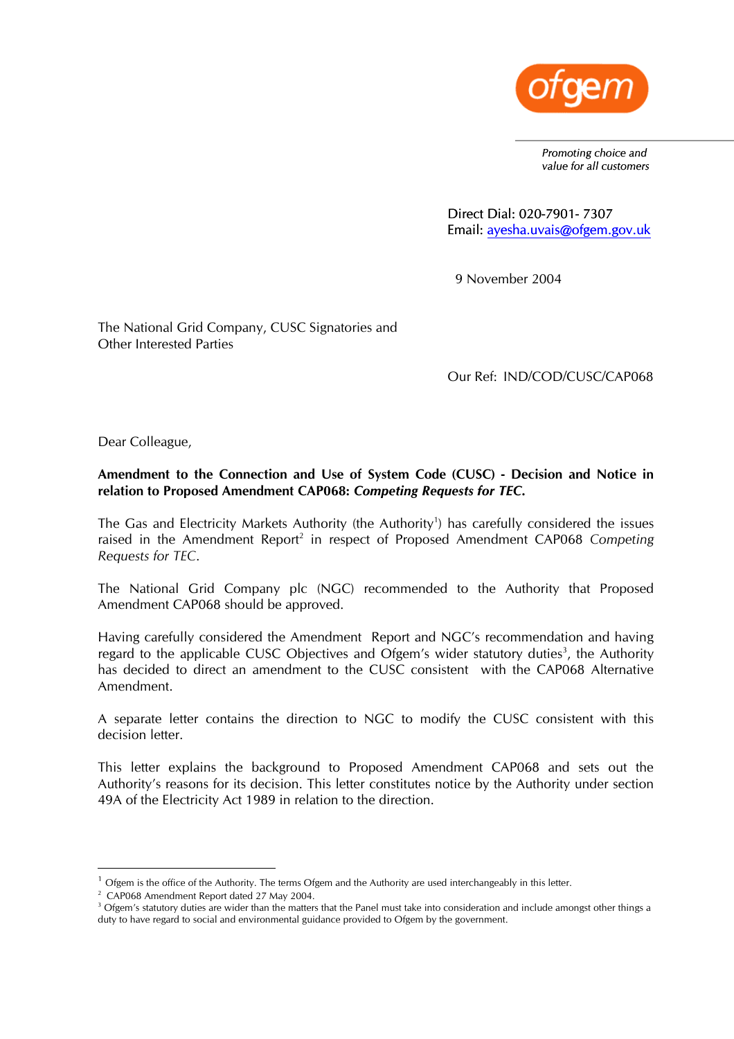ofgem

*Promoting choice and value for all customers*

Direct Dial: 020-7901- 7307
Email: ayesha.uvais@ofgem.gov.uk

9 November 2004

The National Grid Company, CUSC Signatories and Other Interested Parties

Our Ref: IND/COD/CUSC/CAP068

Dear Colleague,

**Amendment to the Connection and Use of System Code (CUSC) - Decision and Notice in relation to Proposed Amendment CAP068: *Competing Requests for TEC.***

The Gas and Electricity Markets Authority (the Authority[1]) has carefully considered the issues raised in the Amendment Report[2] in respect of Proposed Amendment CAP068 *Competing Requests for TEC*.

The National Grid Company plc (NGC) recommended to the Authority that Proposed Amendment CAP068 should be approved.

Having carefully considered the Amendment Report and NGC's recommendation and having regard to the applicable CUSC Objectives and Ofgem's wider statutory duties[3], the Authority has decided to direct an amendment to the CUSC consistent with the CAP068 Alternative Amendment.

A separate letter contains the direction to NGC to modify the CUSC consistent with this decision letter.

This letter explains the background to Proposed Amendment CAP068 and sets out the Authority's reasons for its decision. This letter constitutes notice by the Authority under section 49A of the Electricity Act 1989 in relation to the direction.

---

[1] Ofgem is the office of the Authority. The terms Ofgem and the Authority are used interchangeably in this letter.

[2] CAP068 Amendment Report dated 27 May 2004.

[3] Ofgem's statutory duties are wider than the matters that the Panel must take into consideration and include amongst other things a duty to have regard to social and environmental guidance provided to Ofgem by the government.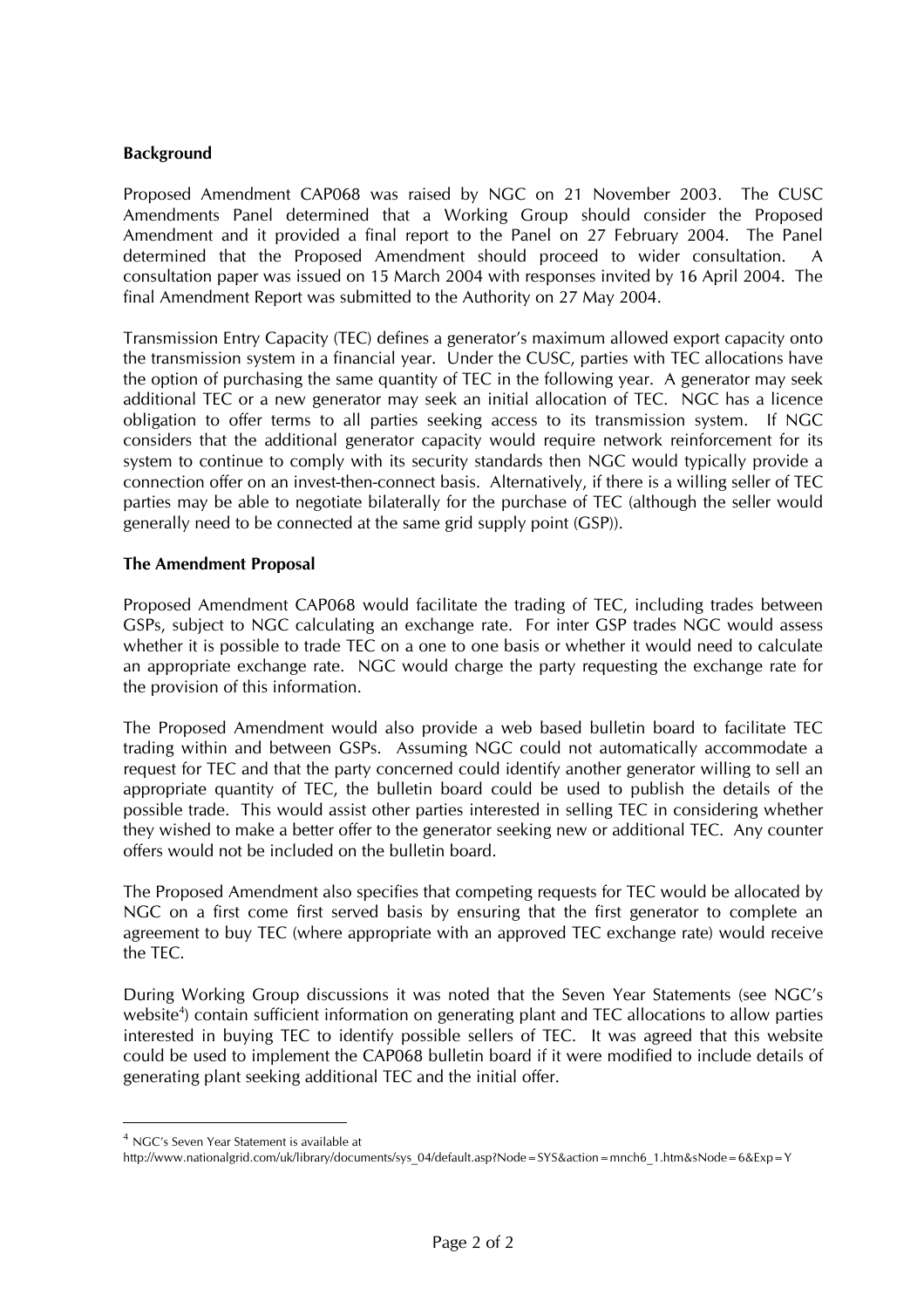**Background**

Proposed Amendment CAP068 was raised by NGC on 21 November 2003. The CUSC Amendments Panel determined that a Working Group should consider the Proposed Amendment and it provided a final report to the Panel on 27 February 2004. The Panel determined that the Proposed Amendment should proceed to wider consultation. A consultation paper was issued on 15 March 2004 with responses invited by 16 April 2004. The final Amendment Report was submitted to the Authority on 27 May 2004.

Transmission Entry Capacity (TEC) defines a generator's maximum allowed export capacity onto the transmission system in a financial year. Under the CUSC, parties with TEC allocations have the option of purchasing the same quantity of TEC in the following year. A generator may seek additional TEC or a new generator may seek an initial allocation of TEC. NGC has a licence obligation to offer terms to all parties seeking access to its transmission system. If NGC considers that the additional generator capacity would require network reinforcement for its system to continue to comply with its security standards then NGC would typically provide a connection offer on an invest-then-connect basis. Alternatively, if there is a willing seller of TEC parties may be able to negotiate bilaterally for the purchase of TEC (although the seller would generally need to be connected at the same grid supply point (GSP)).

**The Amendment Proposal**

Proposed Amendment CAP068 would facilitate the trading of TEC, including trades between GSPs, subject to NGC calculating an exchange rate. For inter GSP trades NGC would assess whether it is possible to trade TEC on a one to one basis or whether it would need to calculate an appropriate exchange rate. NGC would charge the party requesting the exchange rate for the provision of this information.

The Proposed Amendment would also provide a web based bulletin board to facilitate TEC trading within and between GSPs. Assuming NGC could not automatically accommodate a request for TEC and that the party concerned could identify another generator willing to sell an appropriate quantity of TEC, the bulletin board could be used to publish the details of the possible trade. This would assist other parties interested in selling TEC in considering whether they wished to make a better offer to the generator seeking new or additional TEC. Any counter offers would not be included on the bulletin board.

The Proposed Amendment also specifies that competing requests for TEC would be allocated by NGC on a first come first served basis by ensuring that the first generator to complete an agreement to buy TEC (where appropriate with an approved TEC exchange rate) would receive the TEC.

During Working Group discussions it was noted that the Seven Year Statements (see NGC's website[4]) contain sufficient information on generating plant and TEC allocations to allow parties interested in buying TEC to identify possible sellers of TEC. It was agreed that this website could be used to implement the CAP068 bulletin board if it were modified to include details of generating plant seeking additional TEC and the initial offer.

---

[4] NGC's Seven Year Statement is available at http://www.nationalgrid.com/uk/library/documents/sys_04/default.asp?Node=SYS&action=mnch6_1.htm&sNode=6&Exp=Y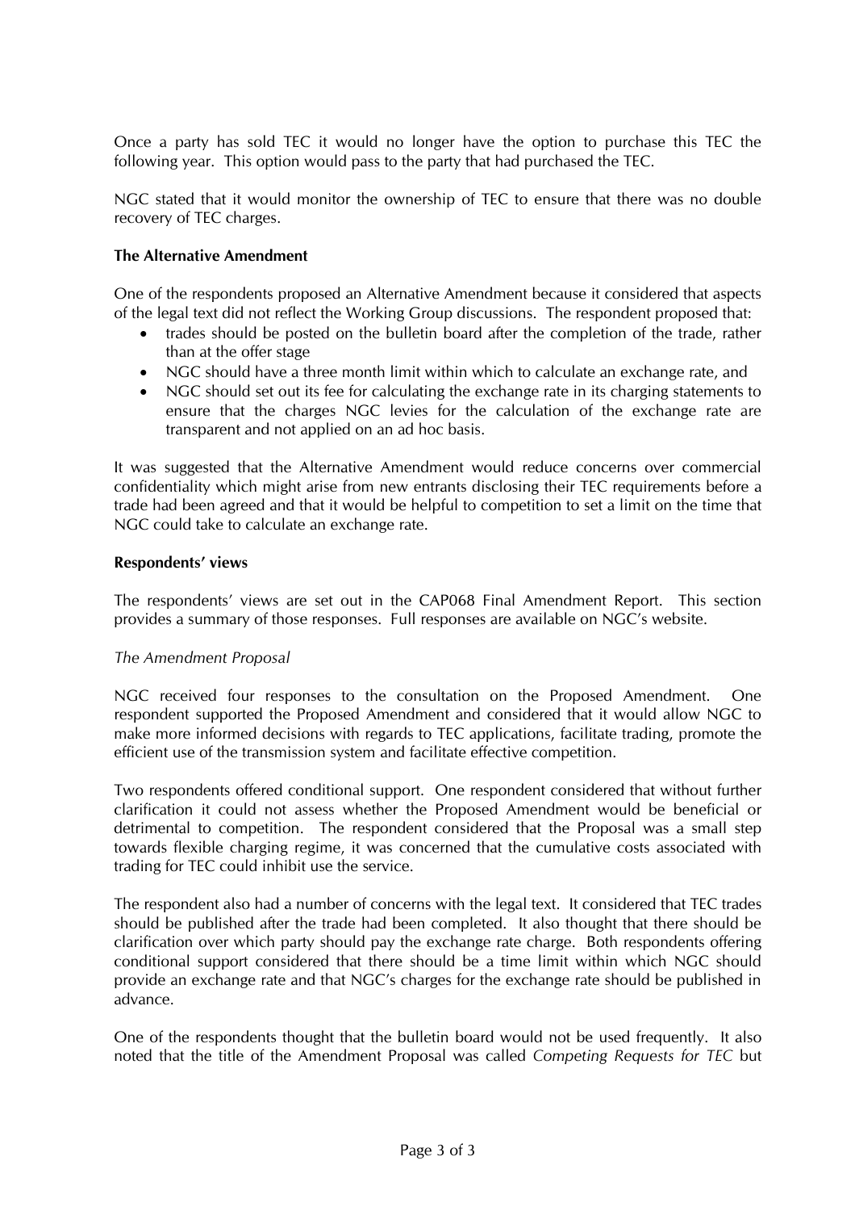Once a party has sold TEC it would no longer have the option to purchase this TEC the following year. This option would pass to the party that had purchased the TEC.

NGC stated that it would monitor the ownership of TEC to ensure that there was no double recovery of TEC charges.

**The Alternative Amendment**

One of the respondents proposed an Alternative Amendment because it considered that aspects of the legal text did not reflect the Working Group discussions. The respondent proposed that:

- trades should be posted on the bulletin board after the completion of the trade, rather than at the offer stage
- NGC should have a three month limit within which to calculate an exchange rate, and
- NGC should set out its fee for calculating the exchange rate in its charging statements to ensure that the charges NGC levies for the calculation of the exchange rate are transparent and not applied on an ad hoc basis.

It was suggested that the Alternative Amendment would reduce concerns over commercial confidentiality which might arise from new entrants disclosing their TEC requirements before a trade had been agreed and that it would be helpful to competition to set a limit on the time that NGC could take to calculate an exchange rate.

**Respondents' views**

The respondents' views are set out in the CAP068 Final Amendment Report. This section provides a summary of those responses. Full responses are available on NGC's website.

*The Amendment Proposal*

NGC received four responses to the consultation on the Proposed Amendment. One respondent supported the Proposed Amendment and considered that it would allow NGC to make more informed decisions with regards to TEC applications, facilitate trading, promote the efficient use of the transmission system and facilitate effective competition.

Two respondents offered conditional support. One respondent considered that without further clarification it could not assess whether the Proposed Amendment would be beneficial or detrimental to competition. The respondent considered that the Proposal was a small step towards flexible charging regime, it was concerned that the cumulative costs associated with trading for TEC could inhibit use the service.

The respondent also had a number of concerns with the legal text. It considered that TEC trades should be published after the trade had been completed. It also thought that there should be clarification over which party should pay the exchange rate charge. Both respondents offering conditional support considered that there should be a time limit within which NGC should provide an exchange rate and that NGC's charges for the exchange rate should be published in advance.

One of the respondents thought that the bulletin board would not be used frequently. It also noted that the title of the Amendment Proposal was called *Competing Requests for TEC* but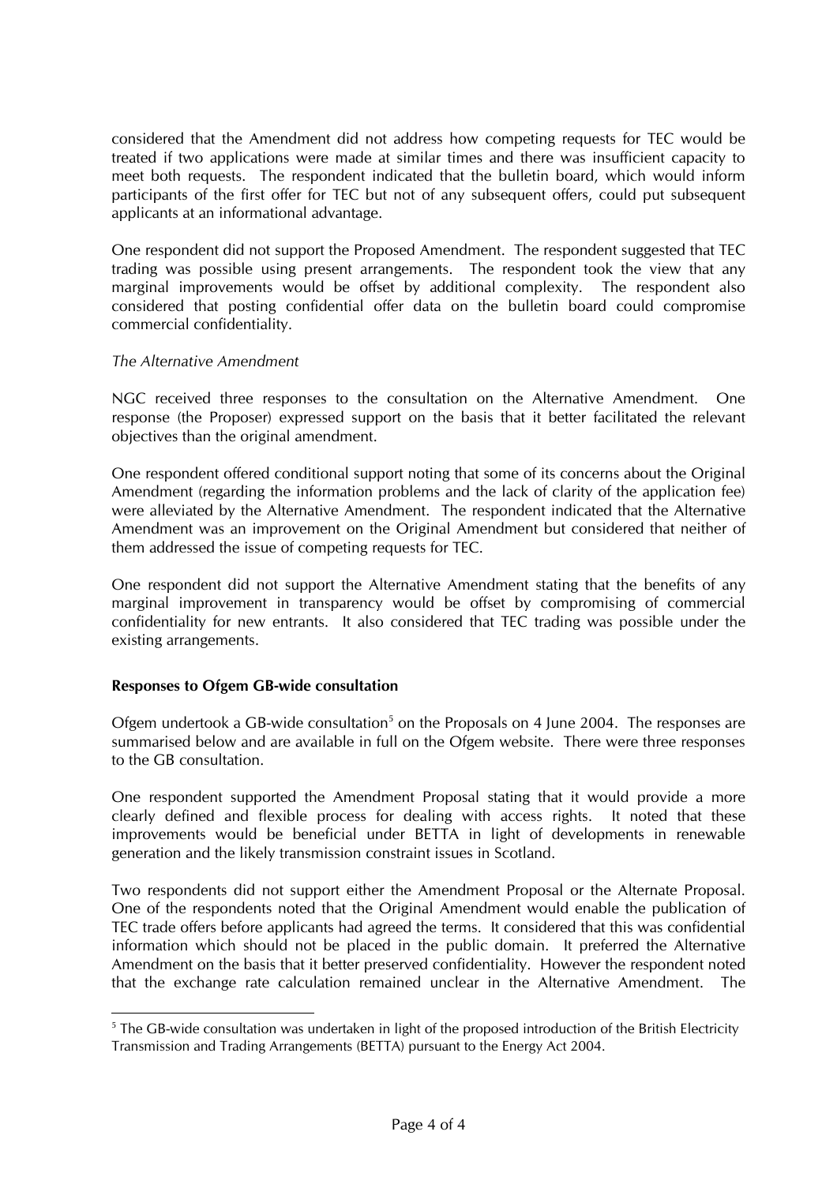considered that the Amendment did not address how competing requests for TEC would be treated if two applications were made at similar times and there was insufficient capacity to meet both requests. The respondent indicated that the bulletin board, which would inform participants of the first offer for TEC but not of any subsequent offers, could put subsequent applicants at an informational advantage.

One respondent did not support the Proposed Amendment. The respondent suggested that TEC trading was possible using present arrangements. The respondent took the view that any marginal improvements would be offset by additional complexity. The respondent also considered that posting confidential offer data on the bulletin board could compromise commercial confidentiality.

*The Alternative Amendment*

NGC received three responses to the consultation on the Alternative Amendment. One response (the Proposer) expressed support on the basis that it better facilitated the relevant objectives than the original amendment.

One respondent offered conditional support noting that some of its concerns about the Original Amendment (regarding the information problems and the lack of clarity of the application fee) were alleviated by the Alternative Amendment. The respondent indicated that the Alternative Amendment was an improvement on the Original Amendment but considered that neither of them addressed the issue of competing requests for TEC.

One respondent did not support the Alternative Amendment stating that the benefits of any marginal improvement in transparency would be offset by compromising of commercial confidentiality for new entrants. It also considered that TEC trading was possible under the existing arrangements.

**Responses to Ofgem GB-wide consultation**

Ofgem undertook a GB-wide consultation[5] on the Proposals on 4 June 2004. The responses are summarised below and are available in full on the Ofgem website. There were three responses to the GB consultation.

One respondent supported the Amendment Proposal stating that it would provide a more clearly defined and flexible process for dealing with access rights. It noted that these improvements would be beneficial under BETTA in light of developments in renewable generation and the likely transmission constraint issues in Scotland.

Two respondents did not support either the Amendment Proposal or the Alternate Proposal. One of the respondents noted that the Original Amendment would enable the publication of TEC trade offers before applicants had agreed the terms. It considered that this was confidential information which should not be placed in the public domain. It preferred the Alternative Amendment on the basis that it better preserved confidentiality. However the respondent noted that the exchange rate calculation remained unclear in the Alternative Amendment. The

[5] The GB-wide consultation was undertaken in light of the proposed introduction of the British Electricity Transmission and Trading Arrangements (BETTA) pursuant to the Energy Act 2004.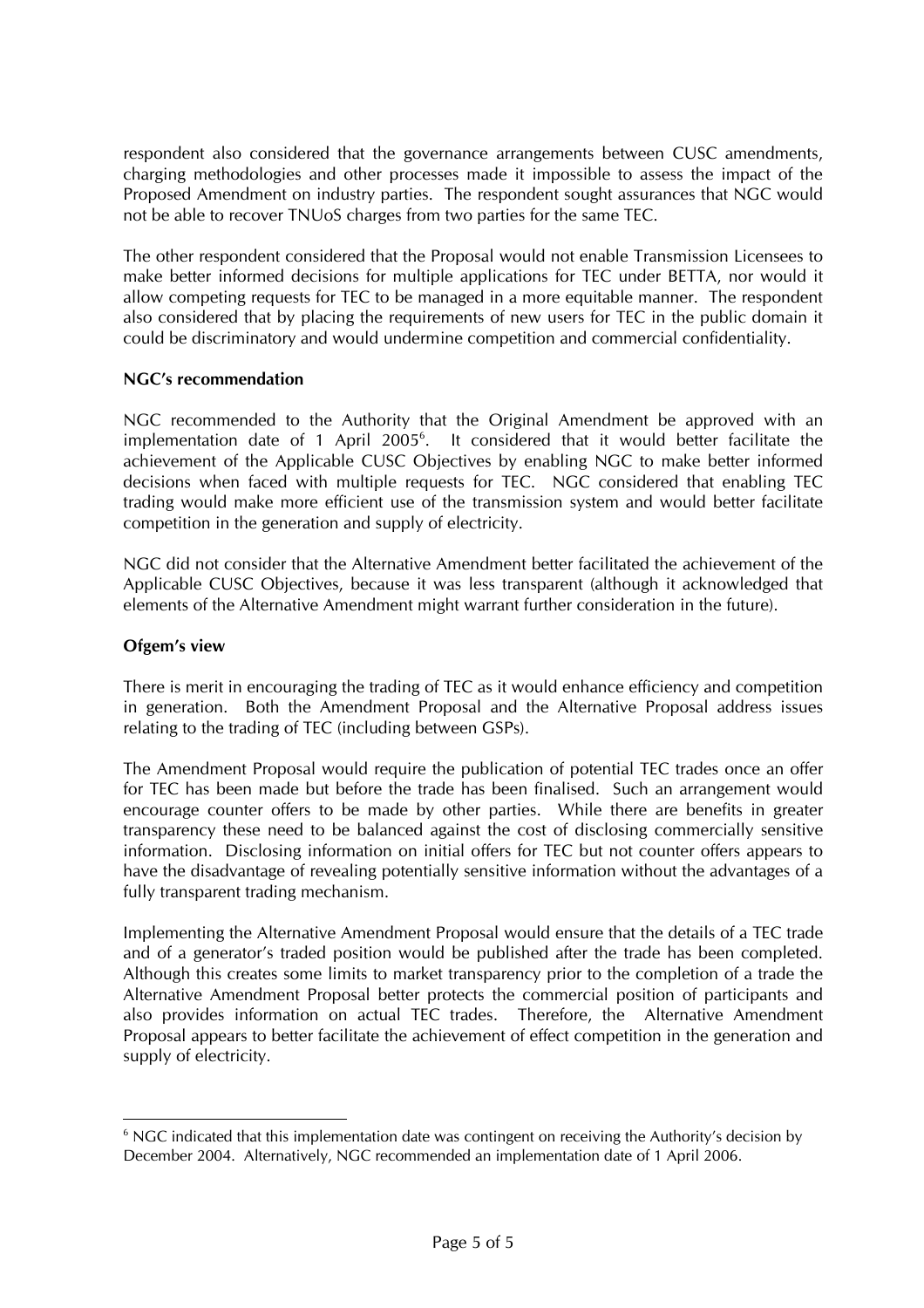respondent also considered that the governance arrangements between CUSC amendments, charging methodologies and other processes made it impossible to assess the impact of the Proposed Amendment on industry parties. The respondent sought assurances that NGC would not be able to recover TNUoS charges from two parties for the same TEC.

The other respondent considered that the Proposal would not enable Transmission Licensees to make better informed decisions for multiple applications for TEC under BETTA, nor would it allow competing requests for TEC to be managed in a more equitable manner. The respondent also considered that by placing the requirements of new users for TEC in the public domain it could be discriminatory and would undermine competition and commercial confidentiality.

**NGC's recommendation**

NGC recommended to the Authority that the Original Amendment be approved with an implementation date of 1 April 2005[6]. It considered that it would better facilitate the achievement of the Applicable CUSC Objectives by enabling NGC to make better informed decisions when faced with multiple requests for TEC. NGC considered that enabling TEC trading would make more efficient use of the transmission system and would better facilitate competition in the generation and supply of electricity.

NGC did not consider that the Alternative Amendment better facilitated the achievement of the Applicable CUSC Objectives, because it was less transparent (although it acknowledged that elements of the Alternative Amendment might warrant further consideration in the future).

**Ofgem's view**

There is merit in encouraging the trading of TEC as it would enhance efficiency and competition in generation. Both the Amendment Proposal and the Alternative Proposal address issues relating to the trading of TEC (including between GSPs).

The Amendment Proposal would require the publication of potential TEC trades once an offer for TEC has been made but before the trade has been finalised. Such an arrangement would encourage counter offers to be made by other parties. While there are benefits in greater transparency these need to be balanced against the cost of disclosing commercially sensitive information. Disclosing information on initial offers for TEC but not counter offers appears to have the disadvantage of revealing potentially sensitive information without the advantages of a fully transparent trading mechanism.

Implementing the Alternative Amendment Proposal would ensure that the details of a TEC trade and of a generator's traded position would be published after the trade has been completed. Although this creates some limits to market transparency prior to the completion of a trade the Alternative Amendment Proposal better protects the commercial position of participants and also provides information on actual TEC trades. Therefore, the Alternative Amendment Proposal appears to better facilitate the achievement of effect competition in the generation and supply of electricity.

---

[6] NGC indicated that this implementation date was contingent on receiving the Authority's decision by December 2004. Alternatively, NGC recommended an implementation date of 1 April 2006.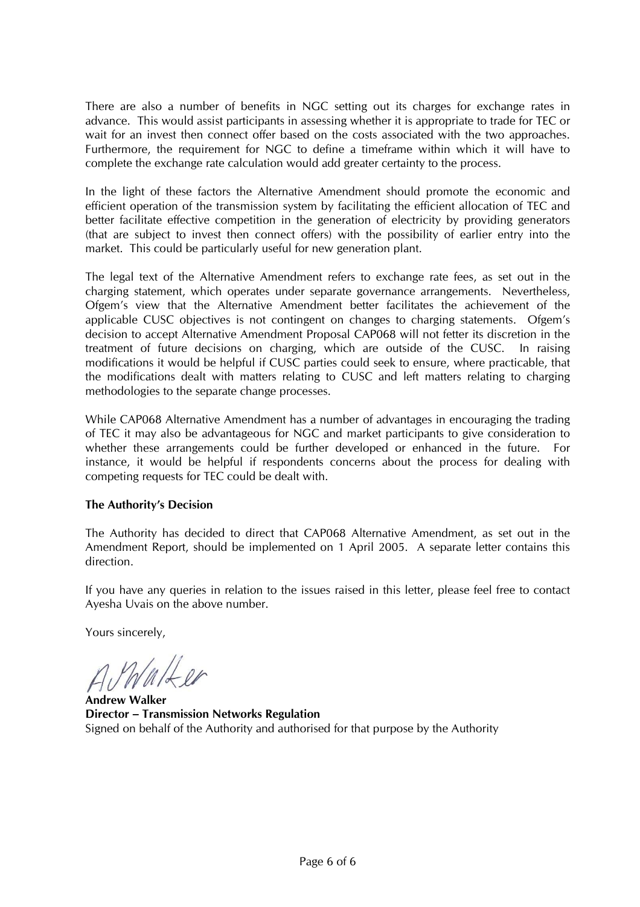There are also a number of benefits in NGC setting out its charges for exchange rates in advance. This would assist participants in assessing whether it is appropriate to trade for TEC or wait for an invest then connect offer based on the costs associated with the two approaches. Furthermore, the requirement for NGC to define a timeframe within which it will have to complete the exchange rate calculation would add greater certainty to the process.

In the light of these factors the Alternative Amendment should promote the economic and efficient operation of the transmission system by facilitating the efficient allocation of TEC and better facilitate effective competition in the generation of electricity by providing generators (that are subject to invest then connect offers) with the possibility of earlier entry into the market. This could be particularly useful for new generation plant.

The legal text of the Alternative Amendment refers to exchange rate fees, as set out in the charging statement, which operates under separate governance arrangements. Nevertheless, Ofgem's view that the Alternative Amendment better facilitates the achievement of the applicable CUSC objectives is not contingent on changes to charging statements. Ofgem's decision to accept Alternative Amendment Proposal CAP068 will not fetter its discretion in the treatment of future decisions on charging, which are outside of the CUSC. In raising modifications it would be helpful if CUSC parties could seek to ensure, where practicable, that the modifications dealt with matters relating to CUSC and left matters relating to charging methodologies to the separate change processes.

While CAP068 Alternative Amendment has a number of advantages in encouraging the trading of TEC it may also be advantageous for NGC and market participants to give consideration to whether these arrangements could be further developed or enhanced in the future. For instance, it would be helpful if respondents concerns about the process for dealing with competing requests for TEC could be dealt with.

**The Authority's Decision**

The Authority has decided to direct that CAP068 Alternative Amendment, as set out in the Amendment Report, should be implemented on 1 April 2005. A separate letter contains this direction.

If you have any queries in relation to the issues raised in this letter, please feel free to contact Ayesha Uvais on the above number.

Yours sincerely,

AJWalker

**Andrew Walker**
**Director – Transmission Networks Regulation**
Signed on behalf of the Authority and authorised for that purpose by the Authority